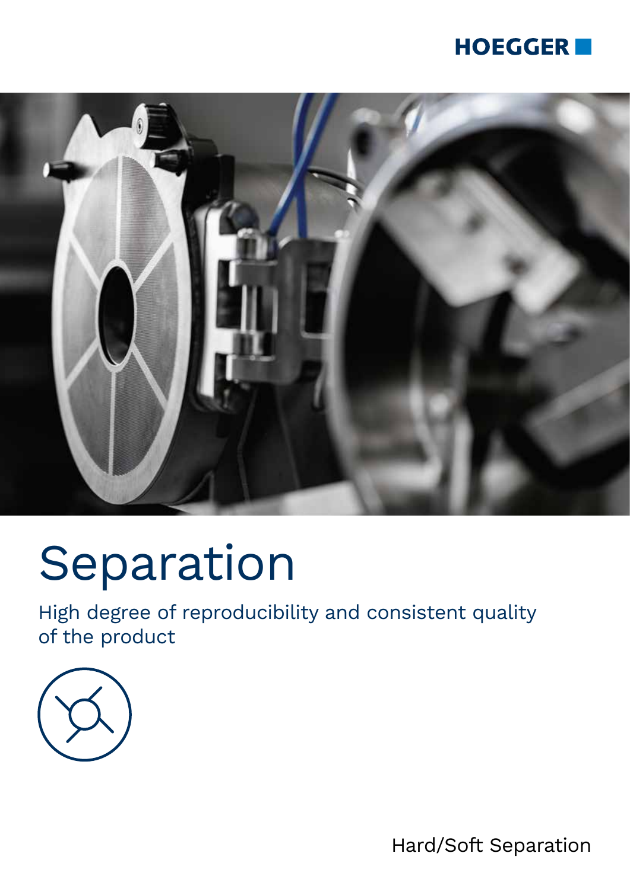HOEGGER

# Separation

High degree of reproducibility and consistent quality of the product

Hard/Soft Separation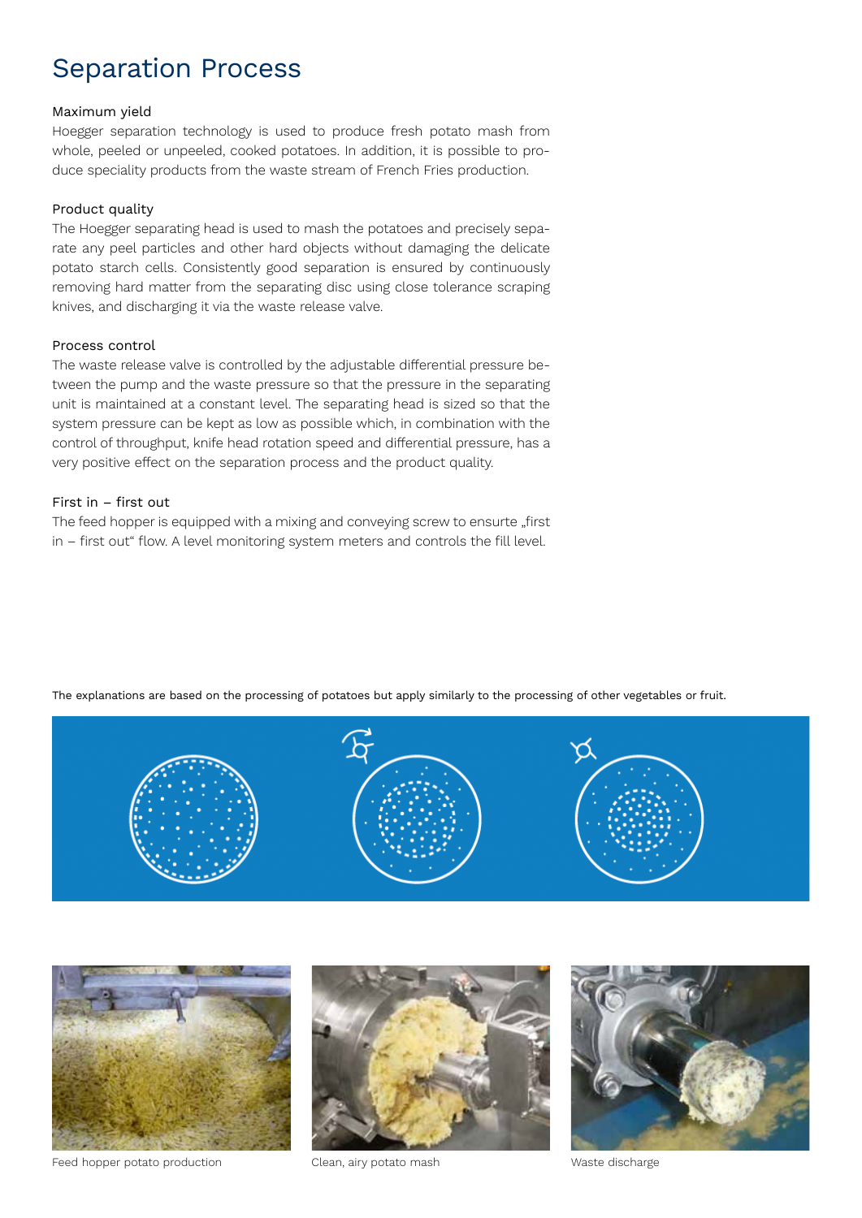# Separation Process

### Maximum yield

Hoegger separation technology is used to produce fresh potato mash from whole, peeled or unpeeled, cooked potatoes. In addition, it is possible to produce speciality products from the waste stream of French Fries production.

### Product quality

The Hoegger separating head is used to mash the potatoes and precisely separate any peel particles and other hard objects without damaging the delicate potato starch cells. Consistently good separation is ensured by continuously removing hard matter from the separating disc using close tolerance scraping knives, and discharging it via the waste release valve.

### Process control

The waste release valve is controlled by the adjustable differential pressure between the pump and the waste pressure so that the pressure in the separating unit is maintained at a constant level. The separating head is sized so that the system pressure can be kept as low as possible which, in combination with the control of throughput, knife head rotation speed and differential pressure, has a very positive effect on the separation process and the product quality.

### First in – first out

The feed hopper is equipped with a mixing and conveying screw to ensure „first in – first out" flow. A level monitoring system meters and controls the fill level.

The explanations are based on the processing of potatoes but apply similarly to the processing of other vegetables or fruit.

Feed hopper potato production

Clean, airy potato mash

Waste discharge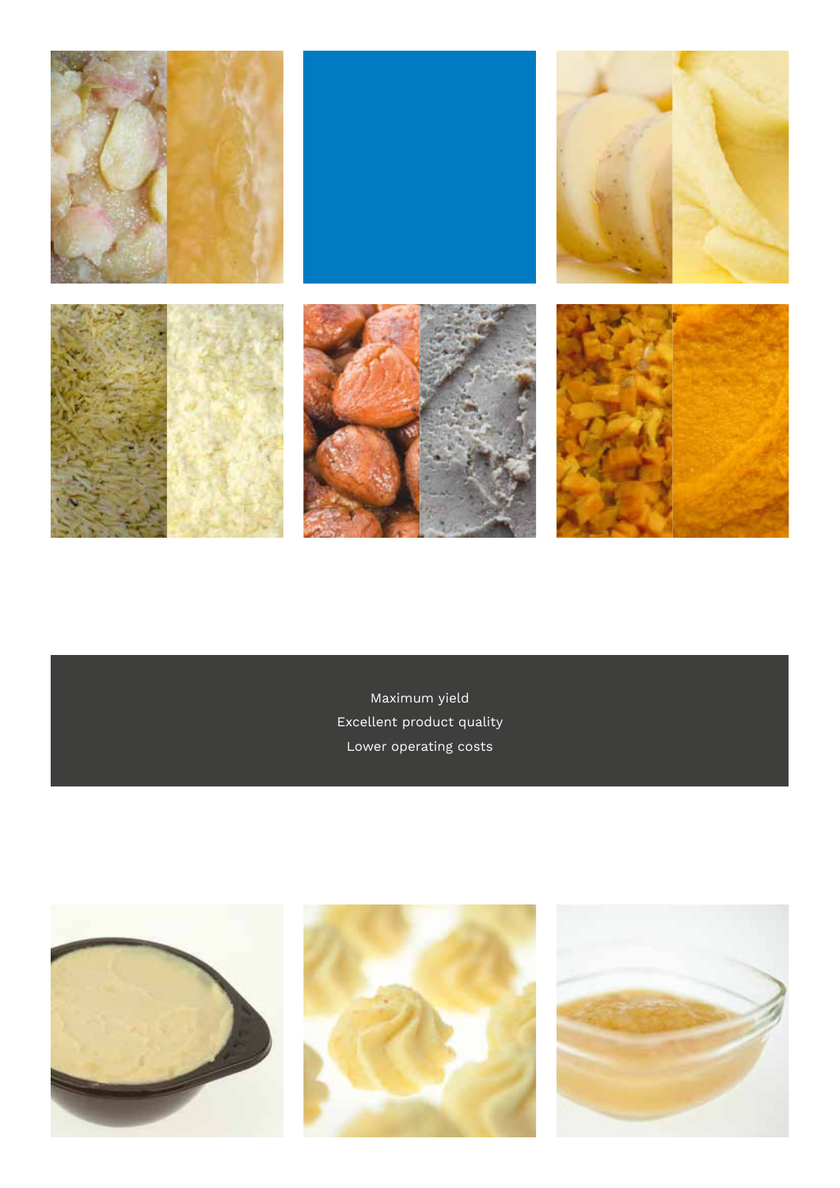Maximum yield

Excellent product quality

Lower operating costs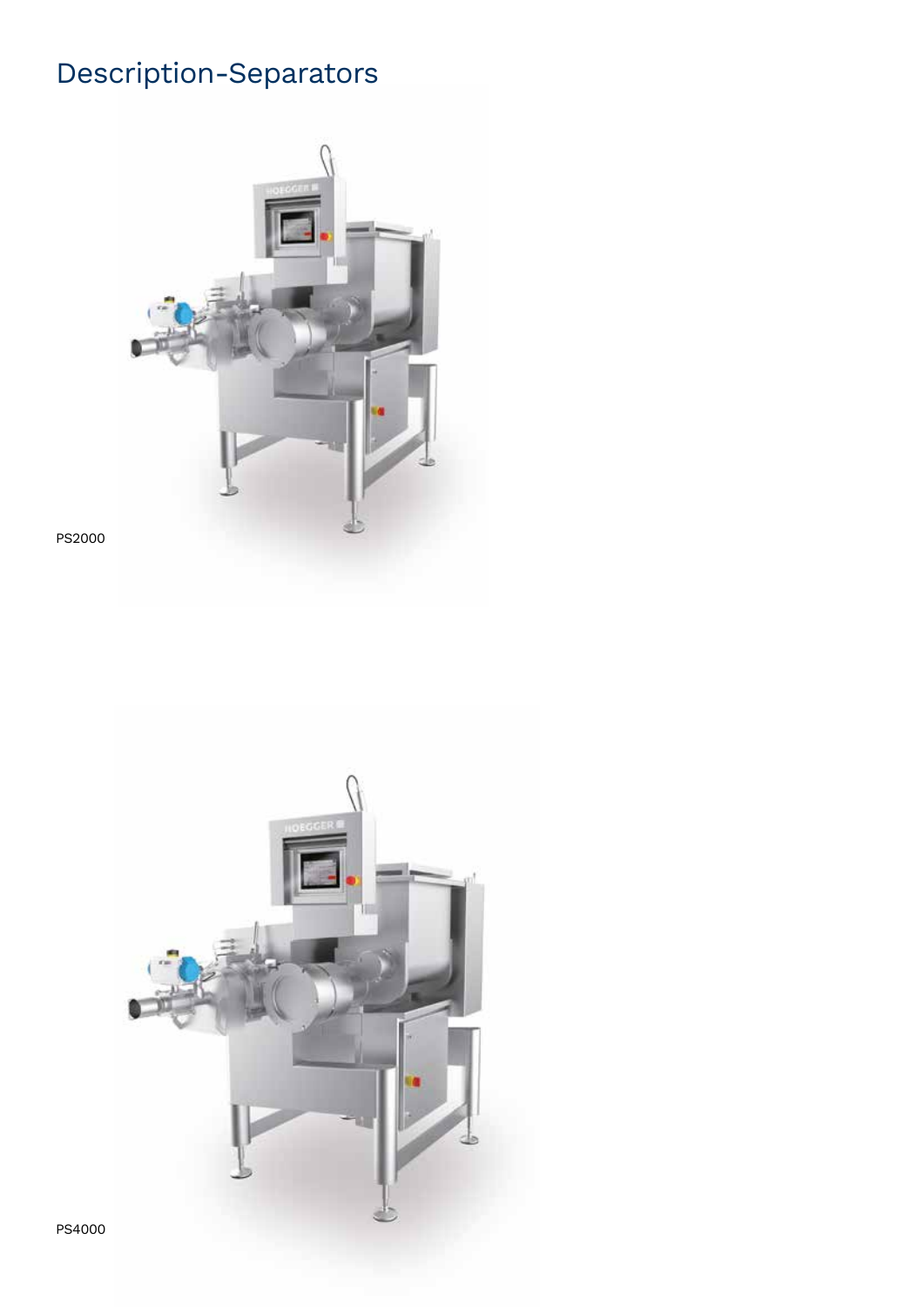# Description-Separators

PS2000

PS4000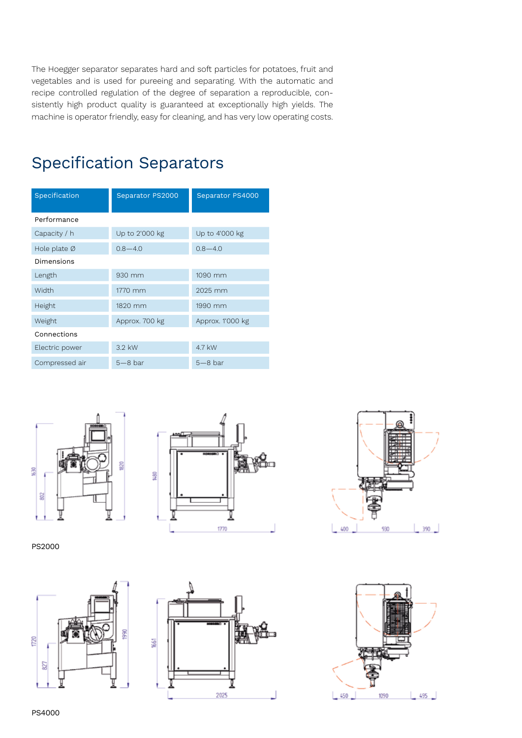The Hoegger separator separates hard and soft particles for potatoes, fruit and vegetables and is used for pureeing and separating. With the automatic and recipe controlled regulation of the degree of separation a reproducible, consistently high product quality is guaranteed at exceptionally high yields. The machine is operator friendly, easy for cleaning, and has very low operating costs.

## Specification Separators

| Specification | Separator PS2000 | Separator PS4000 |
|---|---|---|
| **Performance** | | |
| Capacity / h | Up to 2'000 kg | Up to 4'000 kg |
| Hole plate Ø | 0.8—4.0 | 0.8—4.0 |
| **Dimensions** | | |
| Length | 930 mm | 1090 mm |
| Width | 1770 mm | 2025 mm |
| Height | 1820 mm | 1990 mm |
| Weight | Approx. 700 kg | Approx. 1'000 kg |
| **Connections** | | |
| Electric power | 3.2 kW | 4.7 kW |
| Compressed air | 5—8 bar | 5—8 bar |

PS2000

PS4000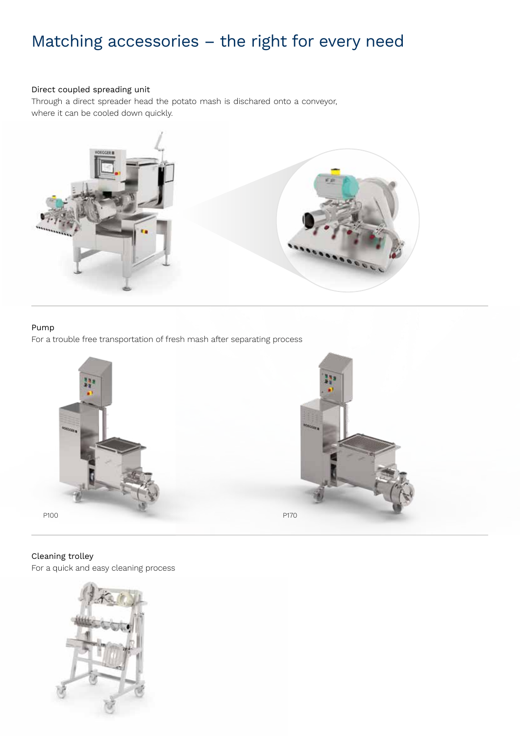# Matching accessories – the right for every need

Direct coupled spreading unit

Through a direct spreader head the potato mash is dischared onto a conveyor, where it can be cooled down quickly.

Pump

For a trouble free transportation of fresh mash after separating process

P100

P170

Cleaning trolley

For a quick and easy cleaning process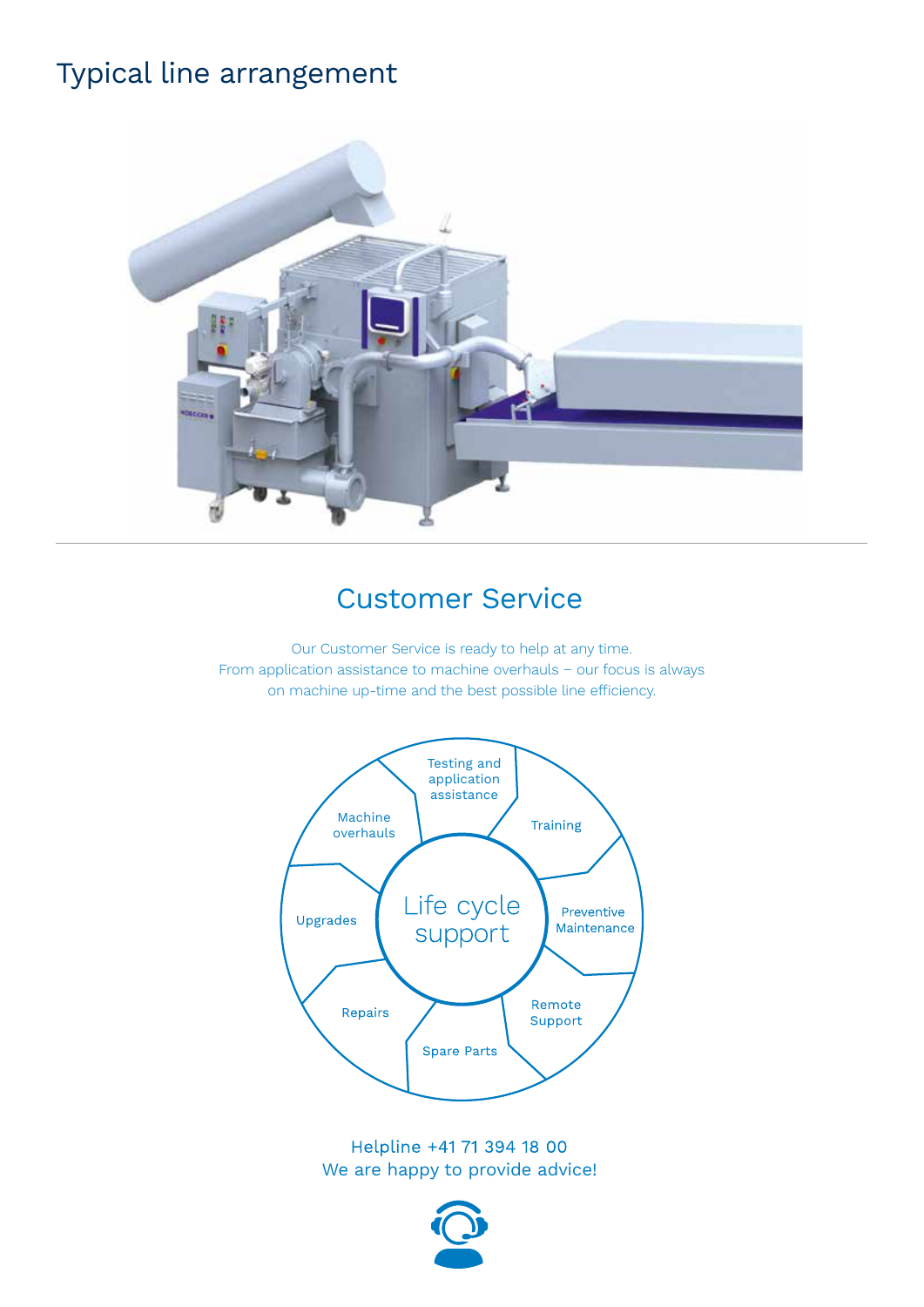# Typical line arrangement

## Customer Service

Our Customer Service is ready to help at any time.
From application assistance to machine overhauls – our focus is always on machine up-time and the best possible line efficiency.

Life cycle support

- Testing and application assistance
- Training
- Preventive Maintenance
- Remote Support
- Spare Parts
- Repairs
- Upgrades
- Machine overhauls

Helpline +41 71 394 18 00
We are happy to provide advice!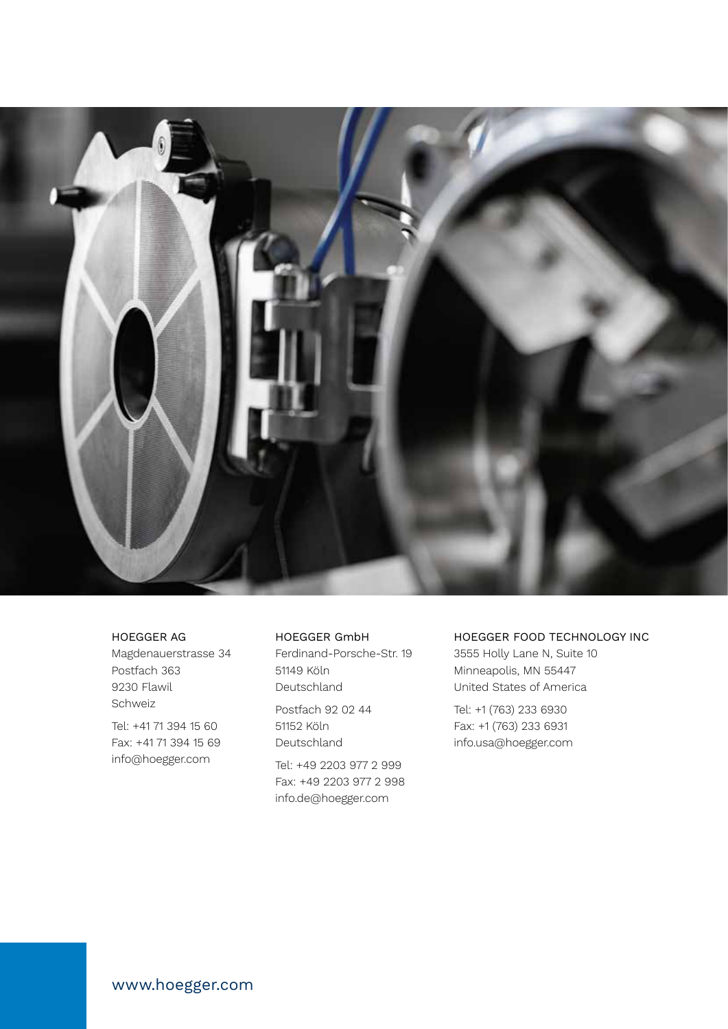HOEGGER AG
Magdenauerstrasse 34
Postfach 363
9230 Flawil
Schweiz

Tel: +41 71 394 15 60
Fax: +41 71 394 15 69
info@hoegger.com

HOEGGER GmbH
Ferdinand-Porsche-Str. 19
51149 Köln
Deutschland

Postfach 92 02 44
51152 Köln
Deutschland

Tel: +49 2203 977 2 999
Fax: +49 2203 977 2 998
info.de@hoegger.com

HOEGGER FOOD TECHNOLOGY INC
3555 Holly Lane N, Suite 10
Minneapolis, MN 55447
United States of America

Tel: +1 (763) 233 6930
Fax: +1 (763) 233 6931
info.usa@hoegger.com

www.hoegger.com